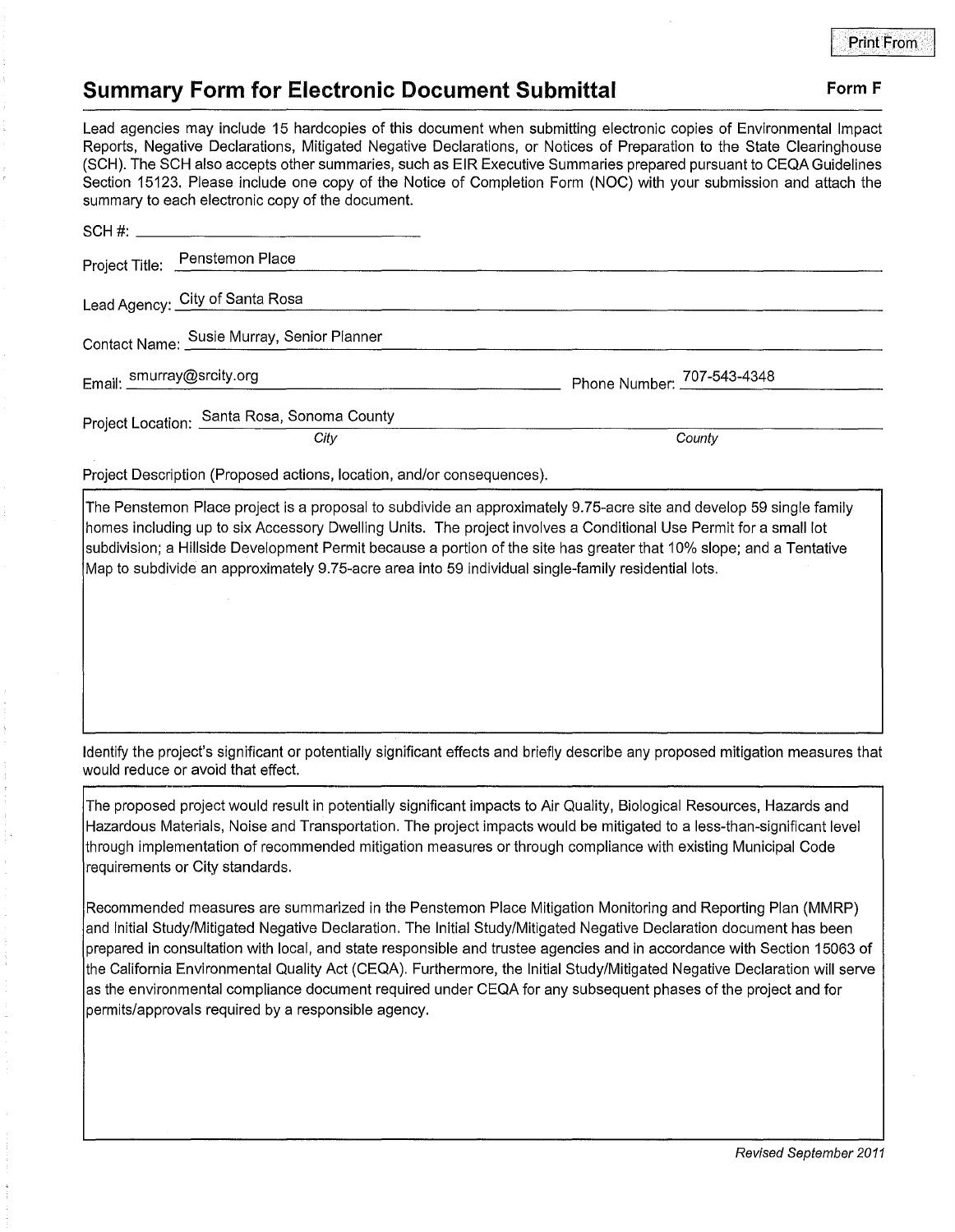Print From

## Summary Form for Electronic Document Submittal

**Form F**

Lead agencies may include 15 hardcopies of this document when submitting electronic copies of Environmental Impact Reports, Negative Declarations, Mitigated Negative Declarations, or Notices of Preparation to the State Clearinghouse (SCH). The SCH also accepts other summaries, such as EIR Executive Summaries prepared pursuant to CEQA Guidelines Section 15123. Please include one copy of the Notice of Completion Form (NOC) with your submission and attach the summary to each electronic copy of the document.

SCH #: ______________________________

Project Title: Penstemon Place

Lead Agency: City of Santa Rosa

Contact Name: Susie Murray, Senior Planner

Email: smurray@srcity.org    Phone Number: 707-543-4348

Project Location: Santa Rosa, Sonoma County

*City*    *County*

Project Description (Proposed actions, location, and/or consequences).

The Penstemon Place project is a proposal to subdivide an approximately 9.75-acre site and develop 59 single family homes including up to six Accessory Dwelling Units. The project involves a Conditional Use Permit for a small lot subdivision; a Hillside Development Permit because a portion of the site has greater that 10% slope; and a Tentative Map to subdivide an approximately 9.75-acre area into 59 individual single-family residential lots.

Identify the project's significant or potentially significant effects and briefly describe any proposed mitigation measures that would reduce or avoid that effect.

The proposed project would result in potentially significant impacts to Air Quality, Biological Resources, Hazards and Hazardous Materials, Noise and Transportation. The project impacts would be mitigated to a less-than-significant level through implementation of recommended mitigation measures or through compliance with existing Municipal Code requirements or City standards.

Recommended measures are summarized in the Penstemon Place Mitigation Monitoring and Reporting Plan (MMRP) and Initial Study/Mitigated Negative Declaration. The Initial Study/Mitigated Negative Declaration document has been prepared in consultation with local, and state responsible and trustee agencies and in accordance with Section 15063 of the California Environmental Quality Act (CEQA). Furthermore, the Initial Study/Mitigated Negative Declaration will serve as the environmental compliance document required under CEQA for any subsequent phases of the project and for permits/approvals required by a responsible agency.

*Revised September 2011*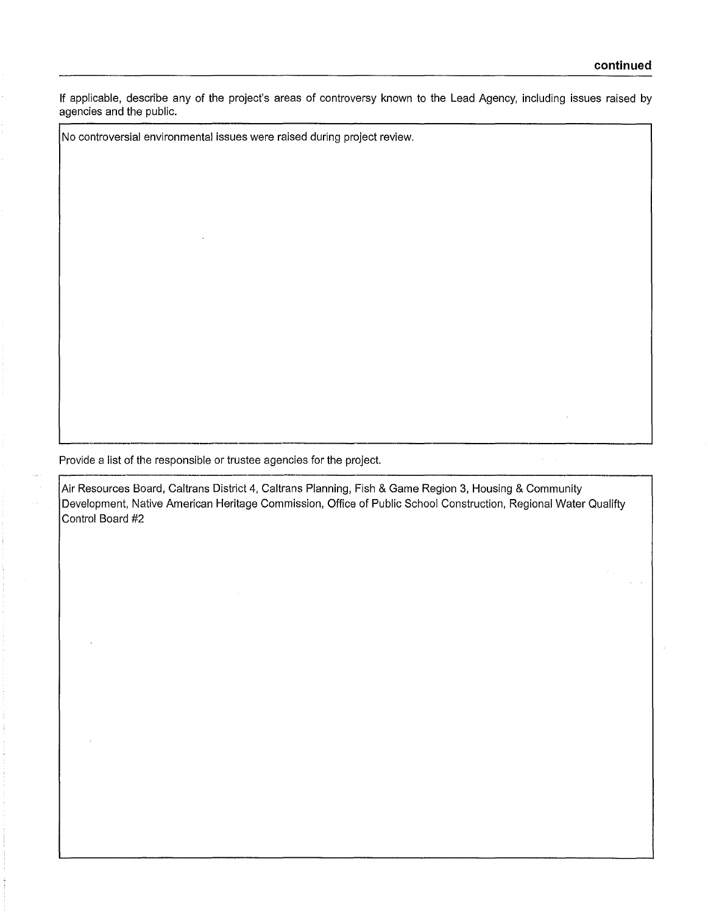**continued**

If applicable, describe any of the project's areas of controversy known to the Lead Agency, including issues raised by agencies and the public.

No controversial environmental issues were raised during project review.

Provide a list of the responsible or trustee agencies for the project.

Air Resources Board, Caltrans District 4, Caltrans Planning, Fish & Game Region 3, Housing & Community Development, Native American Heritage Commission, Office of Public School Construction, Regional Water Qualifty Control Board #2